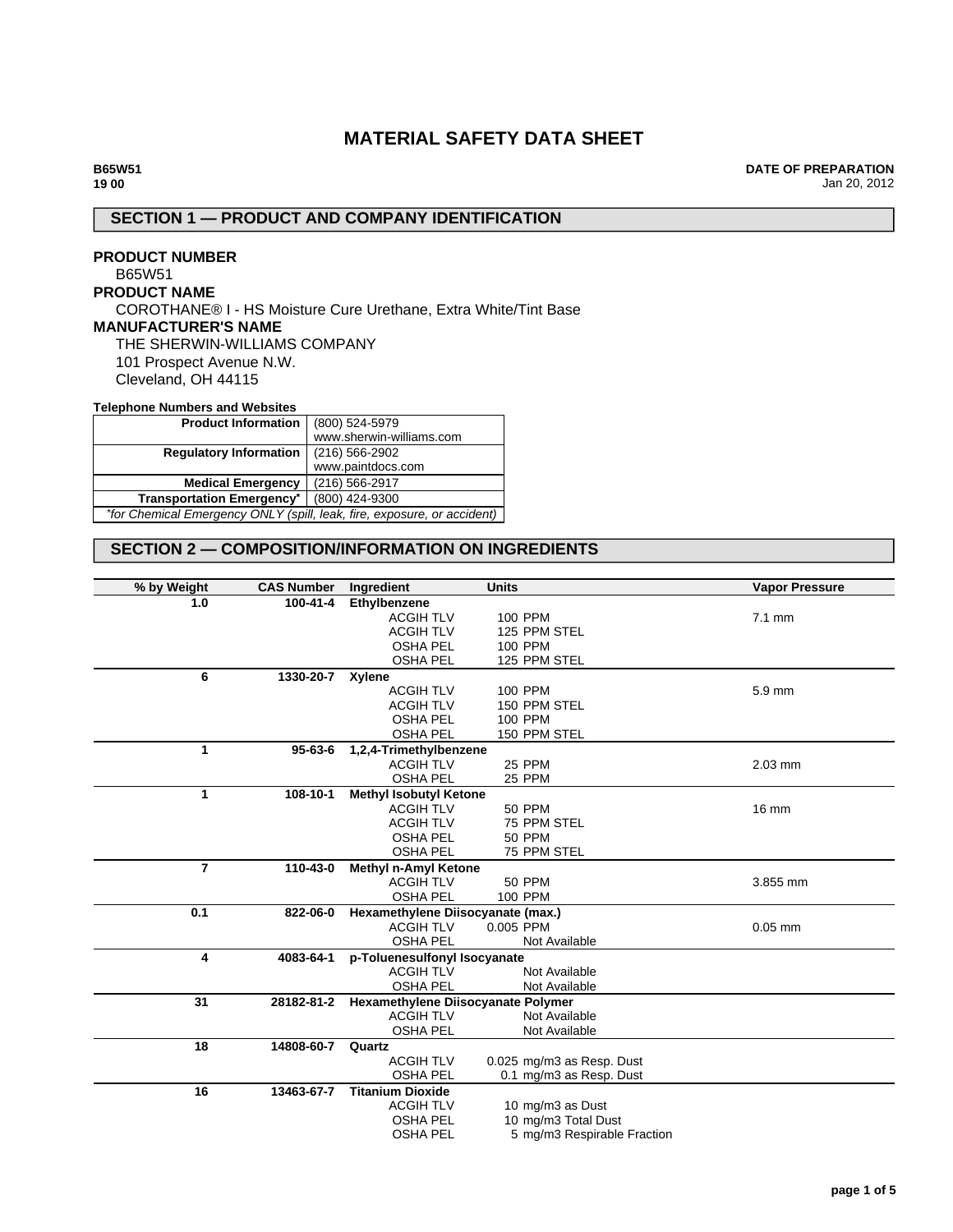# MATERIAL SAFETY DATA SHEET

**B65W51**
**19 00**

**DATE OF PREPARATION**
Jan 20, 2012

## SECTION 1 — PRODUCT AND COMPANY IDENTIFICATION

**PRODUCT NUMBER**
B65W51

**PRODUCT NAME**
COROTHANE® I - HS Moisture Cure Urethane, Extra White/Tint Base

**MANUFACTURER'S NAME**
THE SHERWIN-WILLIAMS COMPANY
101 Prospect Avenue N.W.
Cleveland, OH 44115

**Telephone Numbers and Websites**

| | |
|---|---|
| **Product Information** | (800) 524-5979<br>www.sherwin-williams.com |
| **Regulatory Information** | (216) 566-2902<br>www.paintdocs.com |
| **Medical Emergency** | (216) 566-2917 |
| **Transportation Emergency*** | (800) 424-9300 |

*\*for Chemical Emergency ONLY (spill, leak, fire, exposure, or accident)*

## SECTION 2 — COMPOSITION/INFORMATION ON INGREDIENTS

| % by Weight | CAS Number | Ingredient | Units | Vapor Pressure |
|---|---|---|---|---|
| **1.0** | **100-41-4** | **Ethylbenzene** | | |
| | | ACGIH TLV | 100 PPM | 7.1 mm |
| | | ACGIH TLV | 125 PPM STEL | |
| | | OSHA PEL | 100 PPM | |
| | | OSHA PEL | 125 PPM STEL | |
| **6** | **1330-20-7** | **Xylene** | | |
| | | ACGIH TLV | 100 PPM | 5.9 mm |
| | | ACGIH TLV | 150 PPM STEL | |
| | | OSHA PEL | 100 PPM | |
| | | OSHA PEL | 150 PPM STEL | |
| **1** | **95-63-6** | **1,2,4-Trimethylbenzene** | | |
| | | ACGIH TLV | 25 PPM | 2.03 mm |
| | | OSHA PEL | 25 PPM | |
| **1** | **108-10-1** | **Methyl Isobutyl Ketone** | | |
| | | ACGIH TLV | 50 PPM | 16 mm |
| | | ACGIH TLV | 75 PPM STEL | |
| | | OSHA PEL | 50 PPM | |
| | | OSHA PEL | 75 PPM STEL | |
| **7** | **110-43-0** | **Methyl n-Amyl Ketone** | | |
| | | ACGIH TLV | 50 PPM | 3.855 mm |
| | | OSHA PEL | 100 PPM | |
| **0.1** | **822-06-0** | **Hexamethylene Diisocyanate (max.)** | | |
| | | ACGIH TLV | 0.005 PPM | 0.05 mm |
| | | OSHA PEL | Not Available | |
| **4** | **4083-64-1** | **p-Toluenesulfonyl Isocyanate** | | |
| | | ACGIH TLV | Not Available | |
| | | OSHA PEL | Not Available | |
| **31** | **28182-81-2** | **Hexamethylene Diisocyanate Polymer** | | |
| | | ACGIH TLV | Not Available | |
| | | OSHA PEL | Not Available | |
| **18** | **14808-60-7** | **Quartz** | | |
| | | ACGIH TLV | 0.025 mg/m3 as Resp. Dust | |
| | | OSHA PEL | 0.1 mg/m3 as Resp. Dust | |
| **16** | **13463-67-7** | **Titanium Dioxide** | | |
| | | ACGIH TLV | 10 mg/m3 as Dust | |
| | | OSHA PEL | 10 mg/m3 Total Dust | |
| | | OSHA PEL | 5 mg/m3 Respirable Fraction | |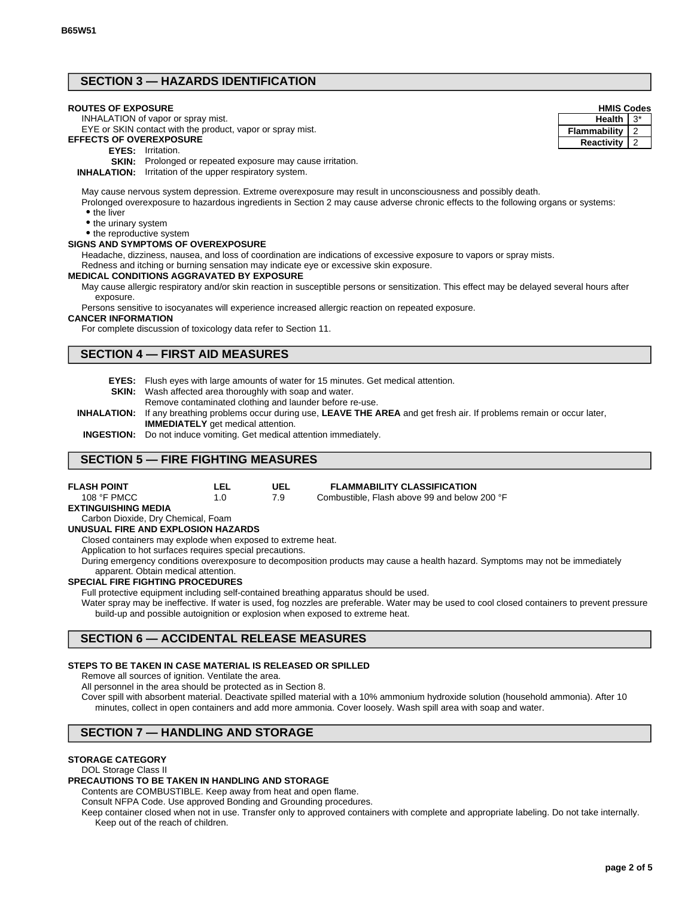## SECTION 3 — HAZARDS IDENTIFICATION

| HMIS Codes | |
|---|---|
| Health | 3* |
| Flammability | 2 |
| Reactivity | 2 |

**ROUTES OF EXPOSURE**

INHALATION of vapor or spray mist.

EYE or SKIN contact with the product, vapor or spray mist.

**EFFECTS OF OVEREXPOSURE**

**EYES:** Irritation.

**SKIN:** Prolonged or repeated exposure may cause irritation.

**INHALATION:** Irritation of the upper respiratory system.

May cause nervous system depression. Extreme overexposure may result in unconsciousness and possibly death.

Prolonged overexposure to hazardous ingredients in Section 2 may cause adverse chronic effects to the following organs or systems:

- the liver
- the urinary system
- the reproductive system

**SIGNS AND SYMPTOMS OF OVEREXPOSURE**

Headache, dizziness, nausea, and loss of coordination are indications of excessive exposure to vapors or spray mists.

Redness and itching or burning sensation may indicate eye or excessive skin exposure.

**MEDICAL CONDITIONS AGGRAVATED BY EXPOSURE**

May cause allergic respiratory and/or skin reaction in susceptible persons or sensitization. This effect may be delayed several hours after exposure.

Persons sensitive to isocyanates will experience increased allergic reaction on repeated exposure.

**CANCER INFORMATION**

For complete discussion of toxicology data refer to Section 11.

## SECTION 4 — FIRST AID MEASURES

**EYES:** Flush eyes with large amounts of water for 15 minutes. Get medical attention.

**SKIN:** Wash affected area thoroughly with soap and water.
Remove contaminated clothing and launder before re-use.

**INHALATION:** If any breathing problems occur during use, **LEAVE THE AREA** and get fresh air. If problems remain or occur later, **IMMEDIATELY** get medical attention.

**INGESTION:** Do not induce vomiting. Get medical attention immediately.

## SECTION 5 — FIRE FIGHTING MEASURES

| FLASH POINT | LEL | UEL | FLAMMABILITY CLASSIFICATION |
|---|---|---|---|
| 108 °F PMCC | 1.0 | 7.9 | Combustible, Flash above 99 and below 200 °F |

**EXTINGUISHING MEDIA**

Carbon Dioxide, Dry Chemical, Foam

**UNUSUAL FIRE AND EXPLOSION HAZARDS**

Closed containers may explode when exposed to extreme heat.

Application to hot surfaces requires special precautions.

During emergency conditions overexposure to decomposition products may cause a health hazard. Symptoms may not be immediately apparent. Obtain medical attention.

**SPECIAL FIRE FIGHTING PROCEDURES**

Full protective equipment including self-contained breathing apparatus should be used.

Water spray may be ineffective. If water is used, fog nozzles are preferable. Water may be used to cool closed containers to prevent pressure build-up and possible autoignition or explosion when exposed to extreme heat.

## SECTION 6 — ACCIDENTAL RELEASE MEASURES

**STEPS TO BE TAKEN IN CASE MATERIAL IS RELEASED OR SPILLED**

Remove all sources of ignition. Ventilate the area.

All personnel in the area should be protected as in Section 8.

Cover spill with absorbent material. Deactivate spilled material with a 10% ammonium hydroxide solution (household ammonia). After 10 minutes, collect in open containers and add more ammonia. Cover loosely. Wash spill area with soap and water.

## SECTION 7 — HANDLING AND STORAGE

**STORAGE CATEGORY**

DOL Storage Class II

**PRECAUTIONS TO BE TAKEN IN HANDLING AND STORAGE**

Contents are COMBUSTIBLE. Keep away from heat and open flame.

Consult NFPA Code. Use approved Bonding and Grounding procedures.

Keep container closed when not in use. Transfer only to approved containers with complete and appropriate labeling. Do not take internally. Keep out of the reach of children.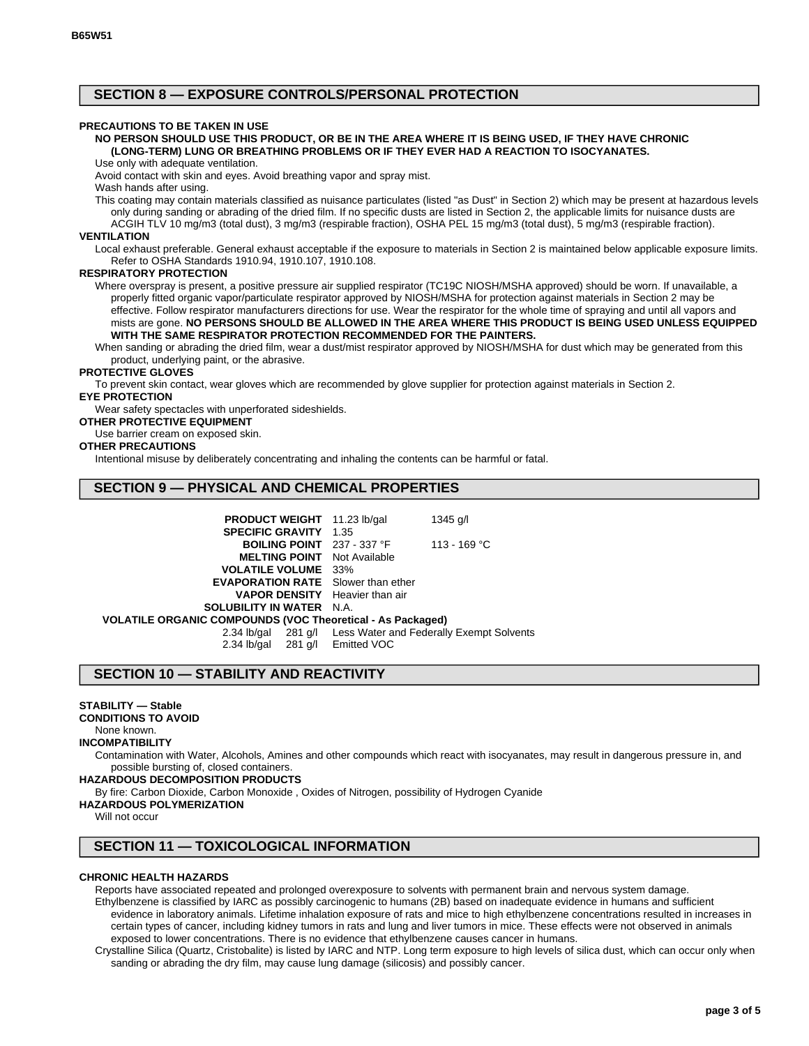## SECTION 8 — EXPOSURE CONTROLS/PERSONAL PROTECTION

**PRECAUTIONS TO BE TAKEN IN USE**

**NO PERSON SHOULD USE THIS PRODUCT, OR BE IN THE AREA WHERE IT IS BEING USED, IF THEY HAVE CHRONIC (LONG-TERM) LUNG OR BREATHING PROBLEMS OR IF THEY EVER HAD A REACTION TO ISOCYANATES.**

Use only with adequate ventilation.

Avoid contact with skin and eyes. Avoid breathing vapor and spray mist.

Wash hands after using.

This coating may contain materials classified as nuisance particulates (listed "as Dust" in Section 2) which may be present at hazardous levels only during sanding or abrading of the dried film. If no specific dusts are listed in Section 2, the applicable limits for nuisance dusts are ACGIH TLV 10 mg/m3 (total dust), 3 mg/m3 (respirable fraction), OSHA PEL 15 mg/m3 (total dust), 5 mg/m3 (respirable fraction).

**VENTILATION**

Local exhaust preferable. General exhaust acceptable if the exposure to materials in Section 2 is maintained below applicable exposure limits. Refer to OSHA Standards 1910.94, 1910.107, 1910.108.

**RESPIRATORY PROTECTION**

Where overspray is present, a positive pressure air supplied respirator (TC19C NIOSH/MSHA approved) should be worn. If unavailable, a properly fitted organic vapor/particulate respirator approved by NIOSH/MSHA for protection against materials in Section 2 may be effective. Follow respirator manufacturers directions for use. Wear the respirator for the whole time of spraying and until all vapors and mists are gone. **NO PERSONS SHOULD BE ALLOWED IN THE AREA WHERE THIS PRODUCT IS BEING USED UNLESS EQUIPPED WITH THE SAME RESPIRATOR PROTECTION RECOMMENDED FOR THE PAINTERS.**

When sanding or abrading the dried film, wear a dust/mist respirator approved by NIOSH/MSHA for dust which may be generated from this product, underlying paint, or the abrasive.

**PROTECTIVE GLOVES**

To prevent skin contact, wear gloves which are recommended by glove supplier for protection against materials in Section 2.

**EYE PROTECTION**

Wear safety spectacles with unperforated sideshields.

**OTHER PROTECTIVE EQUIPMENT**

Use barrier cream on exposed skin.

**OTHER PRECAUTIONS**

Intentional misuse by deliberately concentrating and inhaling the contents can be harmful or fatal.

## SECTION 9 — PHYSICAL AND CHEMICAL PROPERTIES

| | | |
|---|---|---|
| **PRODUCT WEIGHT** | 11.23 lb/gal | 1345 g/l |
| **SPECIFIC GRAVITY** | 1.35 | |
| **BOILING POINT** | 237 - 337 °F | 113 - 169 °C |
| **MELTING POINT** | Not Available | |
| **VOLATILE VOLUME** | 33% | |
| **EVAPORATION RATE** | Slower than ether | |
| **VAPOR DENSITY** | Heavier than air | |
| **SOLUBILITY IN WATER** | N.A. | |

**VOLATILE ORGANIC COMPOUNDS (VOC Theoretical - As Packaged)**

| | | |
|---|---|---|
| 2.34 lb/gal | 281 g/l | Less Water and Federally Exempt Solvents |
| 2.34 lb/gal | 281 g/l | Emitted VOC |

## SECTION 10 — STABILITY AND REACTIVITY

**STABILITY — Stable**

**CONDITIONS TO AVOID**

None known.

**INCOMPATIBILITY**

Contamination with Water, Alcohols, Amines and other compounds which react with isocyanates, may result in dangerous pressure in, and possible bursting of, closed containers.

**HAZARDOUS DECOMPOSITION PRODUCTS**

By fire: Carbon Dioxide, Carbon Monoxide , Oxides of Nitrogen, possibility of Hydrogen Cyanide

**HAZARDOUS POLYMERIZATION**

Will not occur

## SECTION 11 — TOXICOLOGICAL INFORMATION

**CHRONIC HEALTH HAZARDS**

Reports have associated repeated and prolonged overexposure to solvents with permanent brain and nervous system damage.

Ethylbenzene is classified by IARC as possibly carcinogenic to humans (2B) based on inadequate evidence in humans and sufficient evidence in laboratory animals. Lifetime inhalation exposure of rats and mice to high ethylbenzene concentrations resulted in increases in certain types of cancer, including kidney tumors in rats and lung and liver tumors in mice. These effects were not observed in animals exposed to lower concentrations. There is no evidence that ethylbenzene causes cancer in humans.

Crystalline Silica (Quartz, Cristobalite) is listed by IARC and NTP. Long term exposure to high levels of silica dust, which can occur only when sanding or abrading the dry film, may cause lung damage (silicosis) and possibly cancer.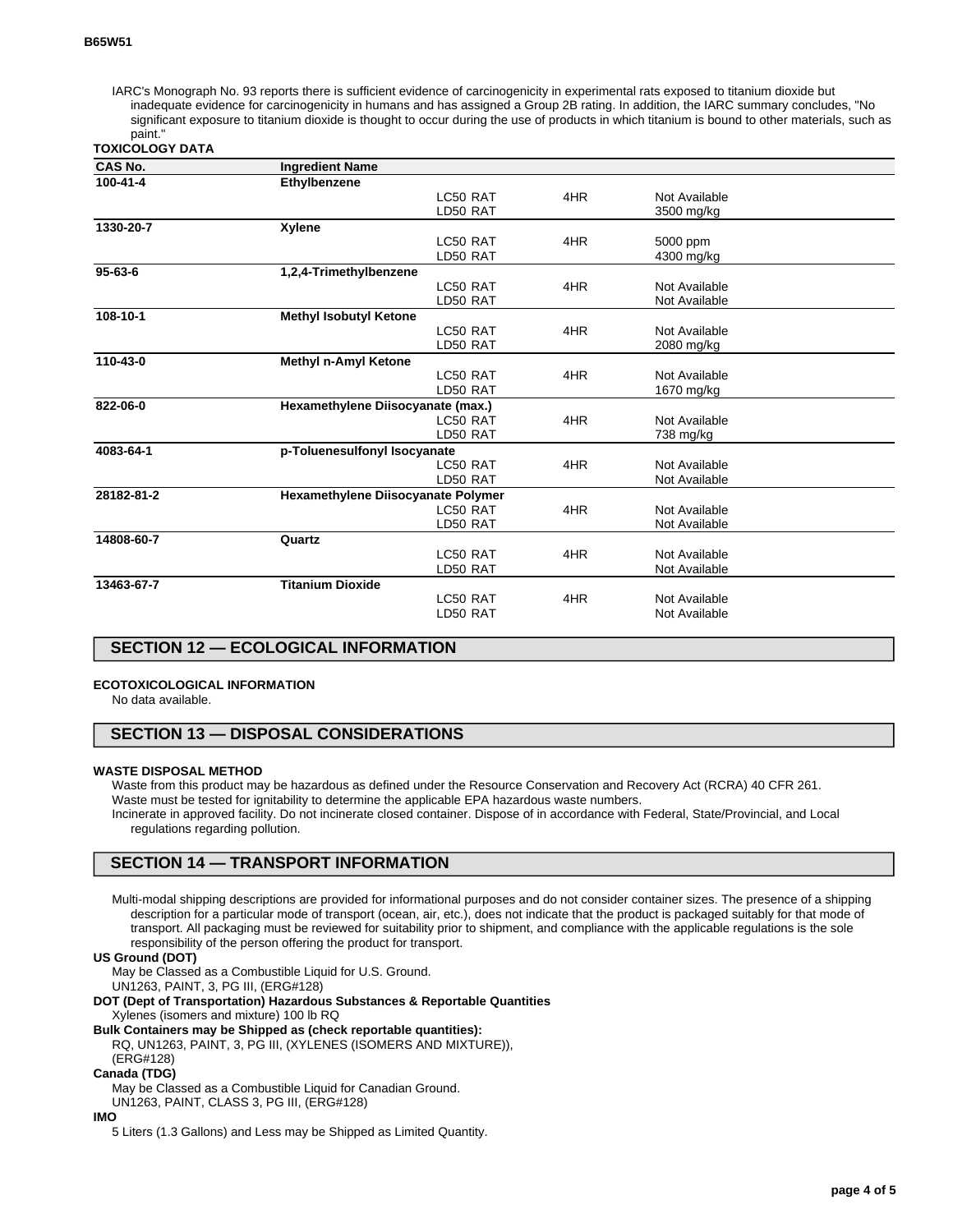IARC's Monograph No. 93 reports there is sufficient evidence of carcinogenicity in experimental rats exposed to titanium dioxide but inadequate evidence for carcinogenicity in humans and has assigned a Group 2B rating. In addition, the IARC summary concludes, "No significant exposure to titanium dioxide is thought to occur during the use of products in which titanium is bound to other materials, such as paint."

**TOXICOLOGY DATA**

| CAS No. | Ingredient Name | | | |
|---|---|---|---|---|
| 100-41-4 | **Ethylbenzene** | | | |
| | | LC50 RAT | 4HR | Not Available |
| | | LD50 RAT | | 3500 mg/kg |
| 1330-20-7 | **Xylene** | | | |
| | | LC50 RAT | 4HR | 5000 ppm |
| | | LD50 RAT | | 4300 mg/kg |
| 95-63-6 | **1,2,4-Trimethylbenzene** | | | |
| | | LC50 RAT | 4HR | Not Available |
| | | LD50 RAT | | Not Available |
| 108-10-1 | **Methyl Isobutyl Ketone** | | | |
| | | LC50 RAT | 4HR | Not Available |
| | | LD50 RAT | | 2080 mg/kg |
| 110-43-0 | **Methyl n-Amyl Ketone** | | | |
| | | LC50 RAT | 4HR | Not Available |
| | | LD50 RAT | | 1670 mg/kg |
| 822-06-0 | **Hexamethylene Diisocyanate (max.)** | | | |
| | | LC50 RAT | 4HR | Not Available |
| | | LD50 RAT | | 738 mg/kg |
| 4083-64-1 | **p-Toluenesulfonyl Isocyanate** | | | |
| | | LC50 RAT | 4HR | Not Available |
| | | LD50 RAT | | Not Available |
| 28182-81-2 | **Hexamethylene Diisocyanate Polymer** | | | |
| | | LC50 RAT | 4HR | Not Available |
| | | LD50 RAT | | Not Available |
| 14808-60-7 | **Quartz** | | | |
| | | LC50 RAT | 4HR | Not Available |
| | | LD50 RAT | | Not Available |
| 13463-67-7 | **Titanium Dioxide** | | | |
| | | LC50 RAT | 4HR | Not Available |
| | | LD50 RAT | | Not Available |

## SECTION 12 — ECOLOGICAL INFORMATION

**ECOTOXICOLOGICAL INFORMATION**

No data available.

## SECTION 13 — DISPOSAL CONSIDERATIONS

**WASTE DISPOSAL METHOD**

Waste from this product may be hazardous as defined under the Resource Conservation and Recovery Act (RCRA) 40 CFR 261.
Waste must be tested for ignitability to determine the applicable EPA hazardous waste numbers.
Incinerate in approved facility. Do not incinerate closed container. Dispose of in accordance with Federal, State/Provincial, and Local regulations regarding pollution.

## SECTION 14 — TRANSPORT INFORMATION

Multi-modal shipping descriptions are provided for informational purposes and do not consider container sizes. The presence of a shipping description for a particular mode of transport (ocean, air, etc.), does not indicate that the product is packaged suitably for that mode of transport. All packaging must be reviewed for suitability prior to shipment, and compliance with the applicable regulations is the sole responsibility of the person offering the product for transport.

**US Ground (DOT)**

May be Classed as a Combustible Liquid for U.S. Ground.
UN1263, PAINT, 3, PG III, (ERG#128)

**DOT (Dept of Transportation) Hazardous Substances & Reportable Quantities**

Xylenes (isomers and mixture) 100 lb RQ

**Bulk Containers may be Shipped as (check reportable quantities):**

RQ, UN1263, PAINT, 3, PG III, (XYLENES (ISOMERS AND MIXTURE)), (ERG#128)

**Canada (TDG)**

May be Classed as a Combustible Liquid for Canadian Ground.
UN1263, PAINT, CLASS 3, PG III, (ERG#128)

**IMO**

5 Liters (1.3 Gallons) and Less may be Shipped as Limited Quantity.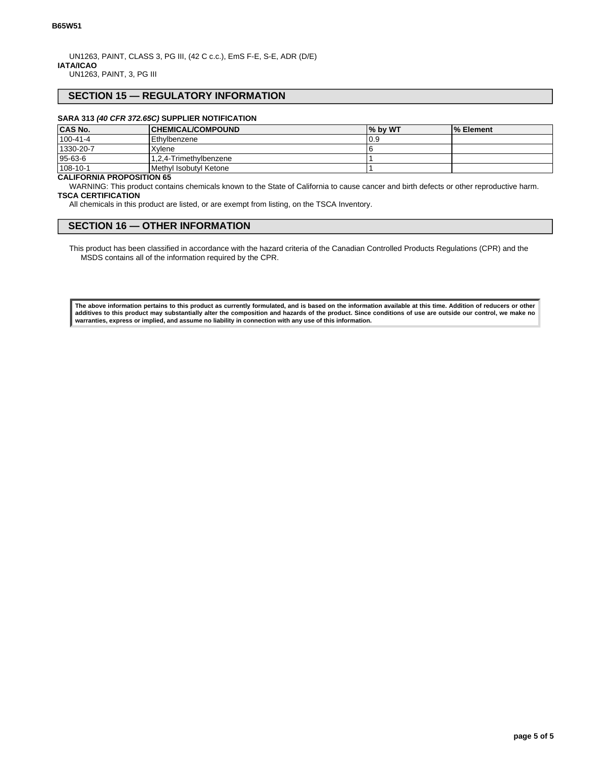UN1263, PAINT, CLASS 3, PG III, (42 C c.c.), EmS F-E, S-E, ADR (D/E)

**IATA/ICAO**

UN1263, PAINT, 3, PG III

## SECTION 15 — REGULATORY INFORMATION

**SARA 313 *(40 CFR 372.65C)* SUPPLIER NOTIFICATION**

| CAS No. | CHEMICAL/COMPOUND | % by WT | % Element |
|---|---|---|---|
| 100-41-4 | Ethylbenzene | 0.9 | |
| 1330-20-7 | Xylene | 6 | |
| 95-63-6 | 1,2,4-Trimethylbenzene | 1 | |
| 108-10-1 | Methyl Isobutyl Ketone | 1 | |

**CALIFORNIA PROPOSITION 65**

WARNING: This product contains chemicals known to the State of California to cause cancer and birth defects or other reproductive harm.

**TSCA CERTIFICATION**

All chemicals in this product are listed, or are exempt from listing, on the TSCA Inventory.

## SECTION 16 — OTHER INFORMATION

This product has been classified in accordance with the hazard criteria of the Canadian Controlled Products Regulations (CPR) and the MSDS contains all of the information required by the CPR.

**The above information pertains to this product as currently formulated, and is based on the information available at this time. Addition of reducers or other additives to this product may substantially alter the composition and hazards of the product. Since conditions of use are outside our control, we make no warranties, express or implied, and assume no liability in connection with any use of this information.**